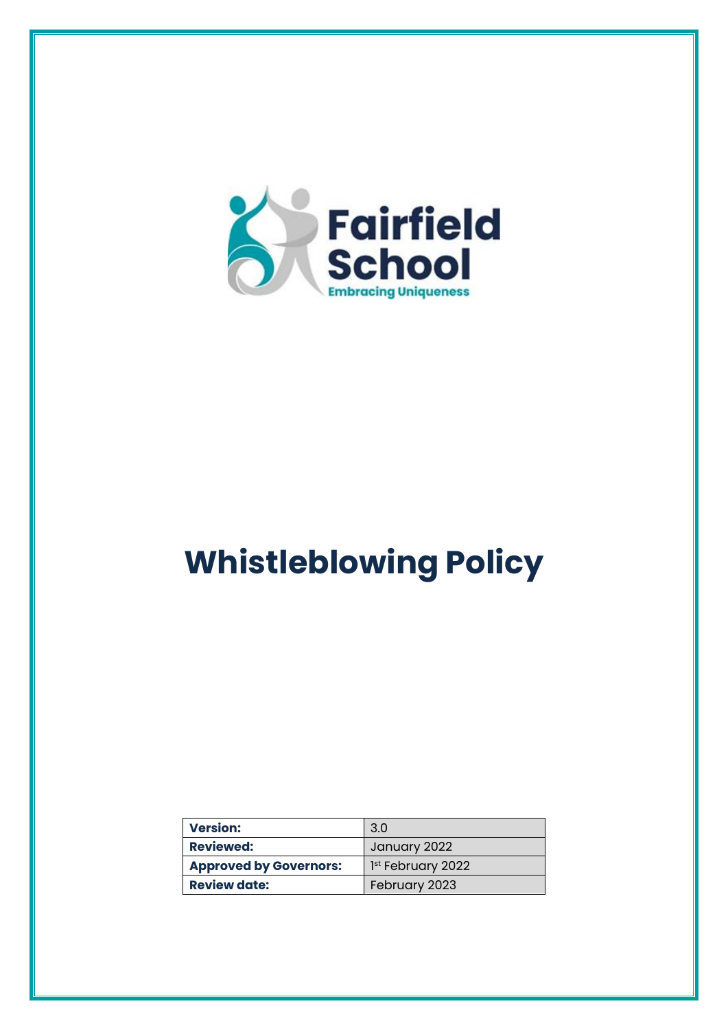Fairfield School

Embracing Uniqueness

# Whistleblowing Policy

| | |
|---|---|
| **Version:** | 3.0 |
| **Reviewed:** | January 2022 |
| **Approved by Governors:** | 1st February 2022 |
| **Review date:** | February 2023 |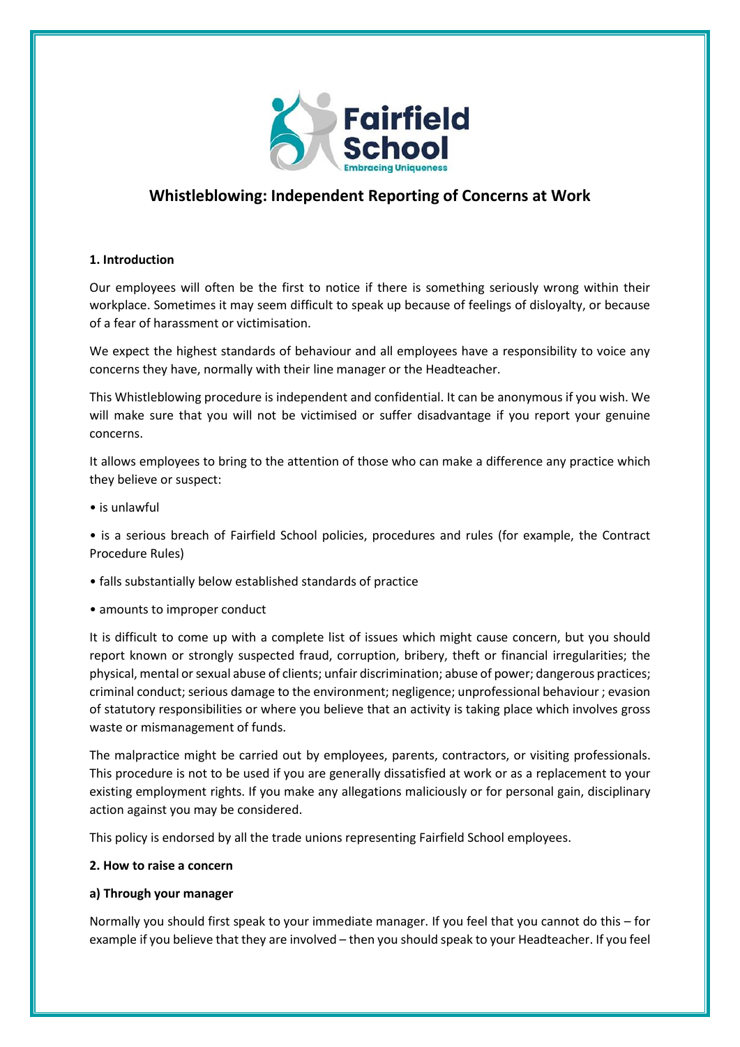# Whistleblowing: Independent Reporting of Concerns at Work

### 1. Introduction

Our employees will often be the first to notice if there is something seriously wrong within their workplace. Sometimes it may seem difficult to speak up because of feelings of disloyalty, or because of a fear of harassment or victimisation.

We expect the highest standards of behaviour and all employees have a responsibility to voice any concerns they have, normally with their line manager or the Headteacher.

This Whistleblowing procedure is independent and confidential. It can be anonymous if you wish. We will make sure that you will not be victimised or suffer disadvantage if you report your genuine concerns.

It allows employees to bring to the attention of those who can make a difference any practice which they believe or suspect:

- is unlawful
- is a serious breach of Fairfield School policies, procedures and rules (for example, the Contract Procedure Rules)
- falls substantially below established standards of practice
- amounts to improper conduct

It is difficult to come up with a complete list of issues which might cause concern, but you should report known or strongly suspected fraud, corruption, bribery, theft or financial irregularities; the physical, mental or sexual abuse of clients; unfair discrimination; abuse of power; dangerous practices; criminal conduct; serious damage to the environment; negligence; unprofessional behaviour ; evasion of statutory responsibilities or where you believe that an activity is taking place which involves gross waste or mismanagement of funds.

The malpractice might be carried out by employees, parents, contractors, or visiting professionals. This procedure is not to be used if you are generally dissatisfied at work or as a replacement to your existing employment rights. If you make any allegations maliciously or for personal gain, disciplinary action against you may be considered.

This policy is endorsed by all the trade unions representing Fairfield School employees.

### 2. How to raise a concern

#### a) Through your manager

Normally you should first speak to your immediate manager. If you feel that you cannot do this – for example if you believe that they are involved – then you should speak to your Headteacher. If you feel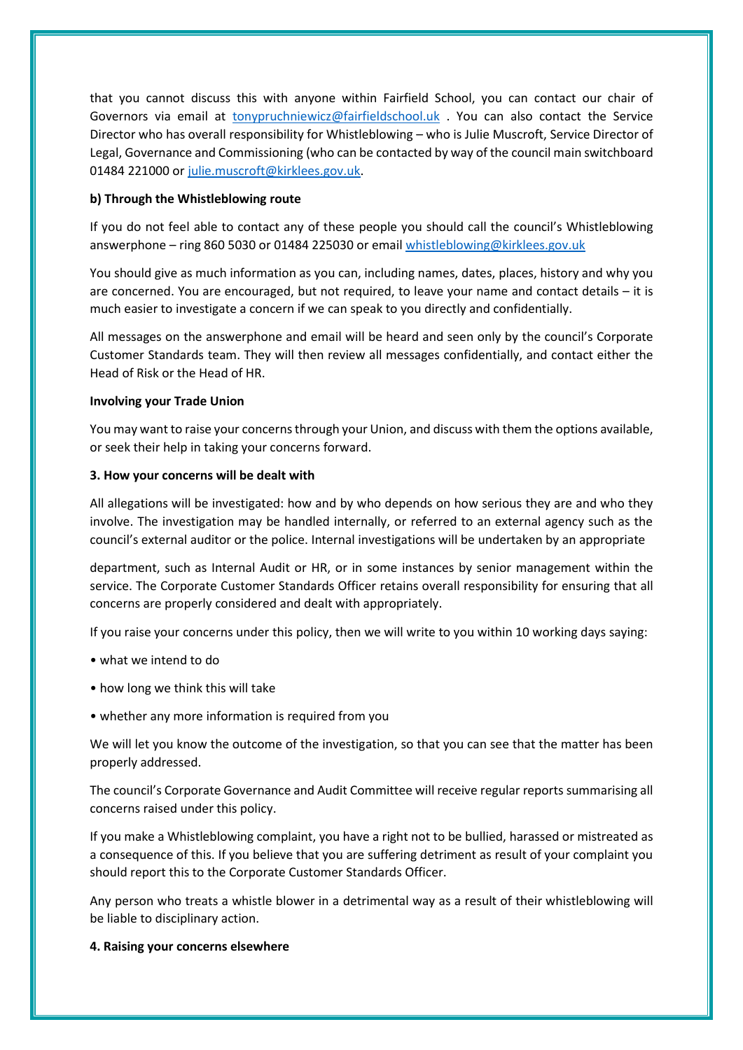that you cannot discuss this with anyone within Fairfield School, you can contact our chair of Governors via email at tonypruchniewicz@fairfieldschool.uk . You can also contact the Service Director who has overall responsibility for Whistleblowing – who is Julie Muscroft, Service Director of Legal, Governance and Commissioning (who can be contacted by way of the council main switchboard 01484 221000 or julie.muscroft@kirklees.gov.uk.

**b) Through the Whistleblowing route**

If you do not feel able to contact any of these people you should call the council's Whistleblowing answerphone – ring 860 5030 or 01484 225030 or email whistleblowing@kirklees.gov.uk

You should give as much information as you can, including names, dates, places, history and why you are concerned. You are encouraged, but not required, to leave your name and contact details – it is much easier to investigate a concern if we can speak to you directly and confidentially.

All messages on the answerphone and email will be heard and seen only by the council's Corporate Customer Standards team. They will then review all messages confidentially, and contact either the Head of Risk or the Head of HR.

**Involving your Trade Union**

You may want to raise your concerns through your Union, and discuss with them the options available, or seek their help in taking your concerns forward.

**3. How your concerns will be dealt with**

All allegations will be investigated: how and by who depends on how serious they are and who they involve. The investigation may be handled internally, or referred to an external agency such as the council's external auditor or the police. Internal investigations will be undertaken by an appropriate department, such as Internal Audit or HR, or in some instances by senior management within the service. The Corporate Customer Standards Officer retains overall responsibility for ensuring that all concerns are properly considered and dealt with appropriately.

If you raise your concerns under this policy, then we will write to you within 10 working days saying:

- what we intend to do
- how long we think this will take
- whether any more information is required from you

We will let you know the outcome of the investigation, so that you can see that the matter has been properly addressed.

The council's Corporate Governance and Audit Committee will receive regular reports summarising all concerns raised under this policy.

If you make a Whistleblowing complaint, you have a right not to be bullied, harassed or mistreated as a consequence of this. If you believe that you are suffering detriment as result of your complaint you should report this to the Corporate Customer Standards Officer.

Any person who treats a whistle blower in a detrimental way as a result of their whistleblowing will be liable to disciplinary action.

**4. Raising your concerns elsewhere**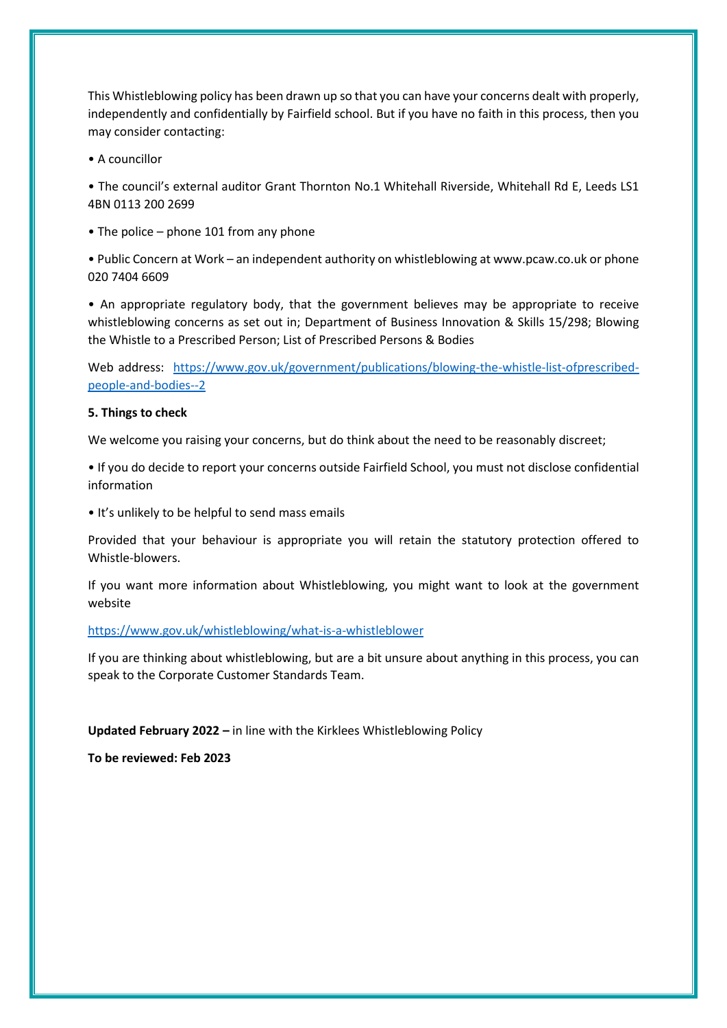This Whistleblowing policy has been drawn up so that you can have your concerns dealt with properly, independently and confidentially by Fairfield school. But if you have no faith in this process, then you may consider contacting:

• A councillor

• The council's external auditor Grant Thornton No.1 Whitehall Riverside, Whitehall Rd E, Leeds LS1 4BN 0113 200 2699

• The police – phone 101 from any phone

• Public Concern at Work – an independent authority on whistleblowing at www.pcaw.co.uk or phone 020 7404 6609

• An appropriate regulatory body, that the government believes may be appropriate to receive whistleblowing concerns as set out in; Department of Business Innovation & Skills 15/298; Blowing the Whistle to a Prescribed Person; List of Prescribed Persons & Bodies

Web address: [https://www.gov.uk/government/publications/blowing-the-whistle-list-ofprescribed-people-and-bodies--2](https://www.gov.uk/government/publications/blowing-the-whistle-list-ofprescribed-people-and-bodies--2)

**5. Things to check**

We welcome you raising your concerns, but do think about the need to be reasonably discreet;

• If you do decide to report your concerns outside Fairfield School, you must not disclose confidential information

• It's unlikely to be helpful to send mass emails

Provided that your behaviour is appropriate you will retain the statutory protection offered to Whistle-blowers.

If you want more information about Whistleblowing, you might want to look at the government website

[https://www.gov.uk/whistleblowing/what-is-a-whistleblower](https://www.gov.uk/whistleblowing/what-is-a-whistleblower)

If you are thinking about whistleblowing, but are a bit unsure about anything in this process, you can speak to the Corporate Customer Standards Team.

**Updated February 2022 –** in line with the Kirklees Whistleblowing Policy

**To be reviewed: Feb 2023**